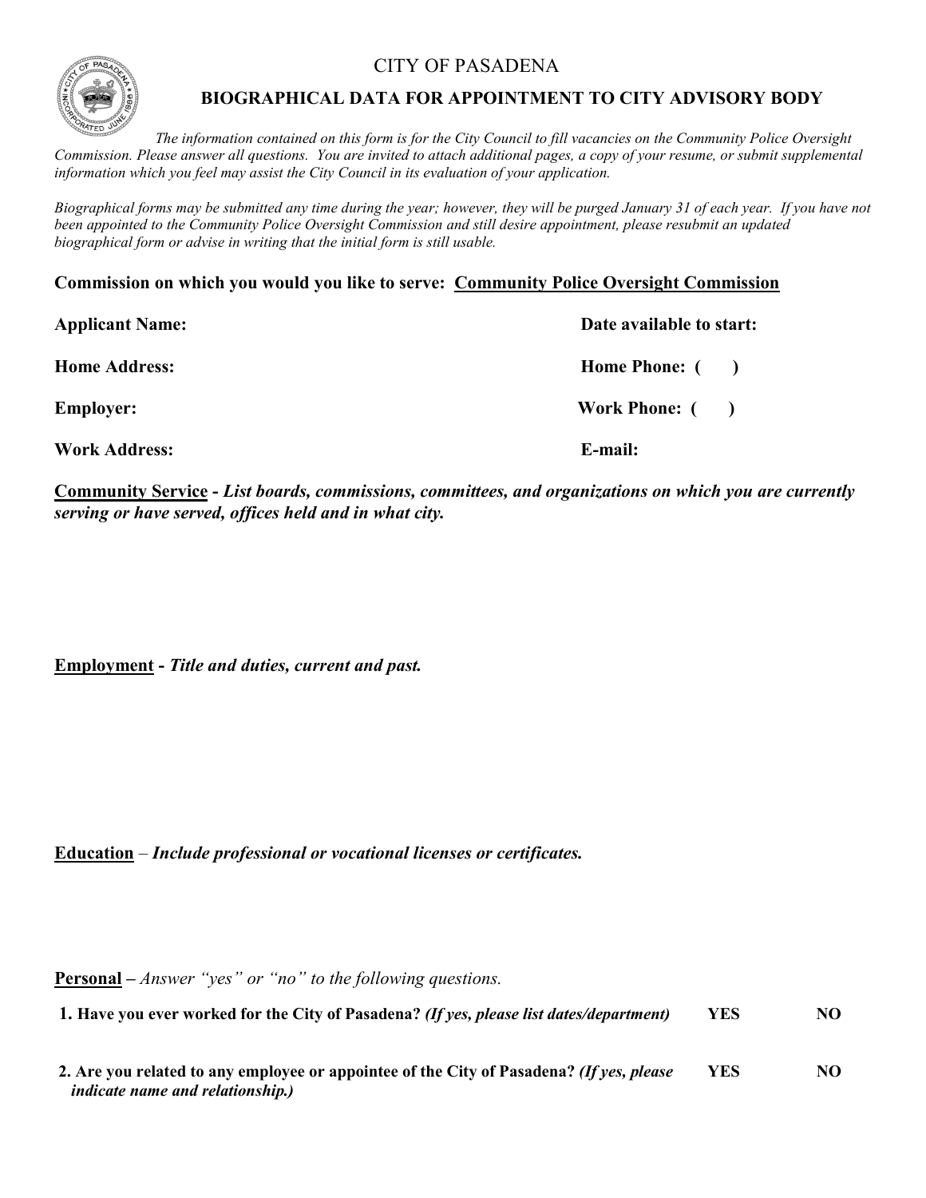# CITY OF PASADENA

## BIOGRAPHICAL DATA FOR APPOINTMENT TO CITY ADVISORY BODY

*The information contained on this form is for the City Council to fill vacancies on the Community Police Oversight Commission. Please answer all questions. You are invited to attach additional pages, a copy of your resume, or submit supplemental information which you feel may assist the City Council in its evaluation of your application.*

*Biographical forms may be submitted any time during the year; however, they will be purged January 31 of each year. If you have not been appointed to the Community Police Oversight Commission and still desire appointment, please resubmit an updated biographical form or advise in writing that the initial form is still usable.*

**Commission on which you would you like to serve: Community Police Oversight Commission**

**Applicant Name:** **Date available to start:**

**Home Address:** **Home Phone: ( )**

**Employer:** **Work Phone: ( )**

**Work Address:** **E-mail:**

**Community Service** - ***List boards, commissions, committees, and organizations on which you are currently serving or have served, offices held and in what city.***

**Employment** - ***Title and duties, current and past.***

**Education** – ***Include professional or vocational licenses or certificates.***

**Personal** – *Answer "yes" or "no" to the following questions.*

**1. Have you ever worked for the City of Pasadena?** ***(If yes, please list dates/department)*** **YES NO**

**2. Are you related to any employee or appointee of the City of Pasadena?** ***(If yes, please indicate name and relationship.)*** **YES NO**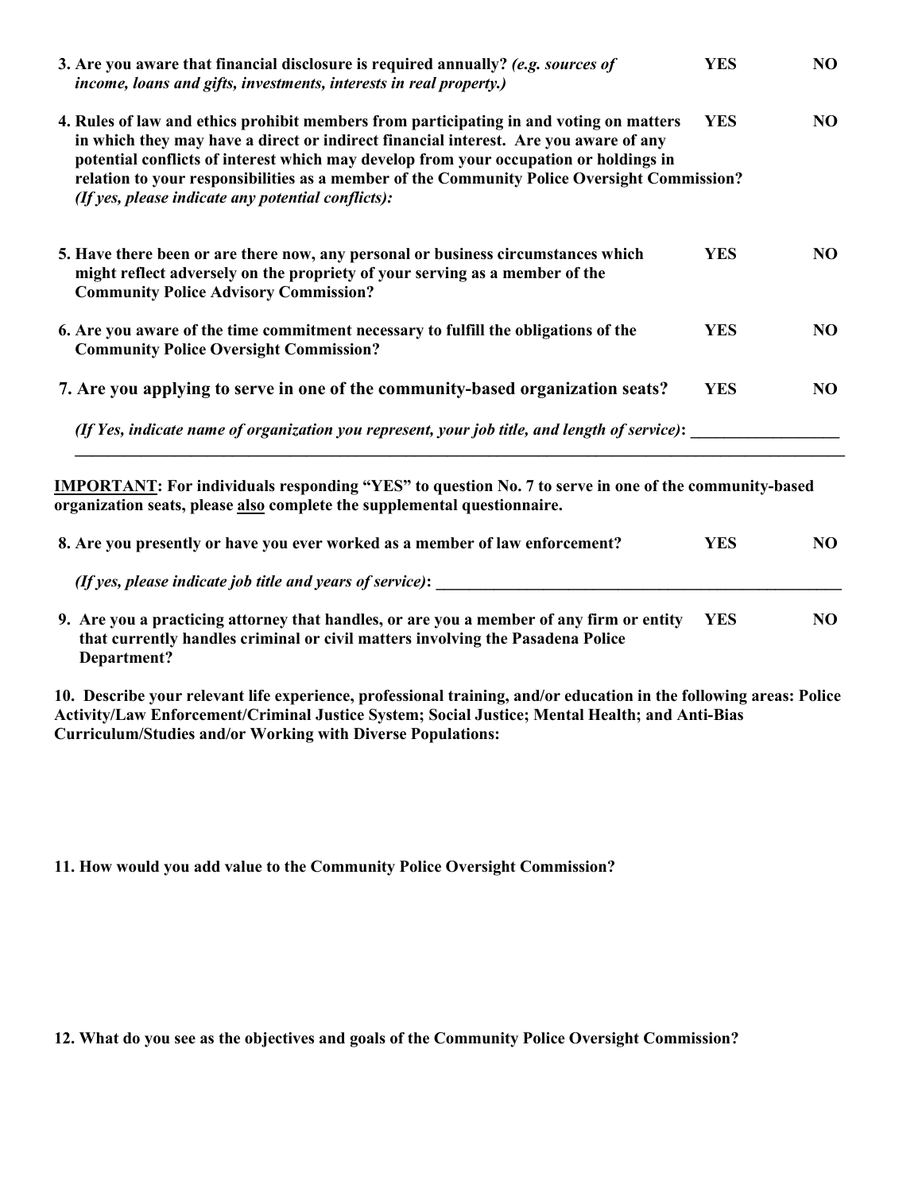**3. Are you aware that financial disclosure is required annually?** ***(e.g. sources of income, loans and gifts, investments, interests in real property.)*** **YES NO**

**4. Rules of law and ethics prohibit members from participating in and voting on matters in which they may have a direct or indirect financial interest. Are you aware of any potential conflicts of interest which may develop from your occupation or holdings in relation to your responsibilities as a member of the Community Police Oversight Commission?** **YES NO**
***(If yes, please indicate any potential conflicts):***

**5. Have there been or are there now, any personal or business circumstances which might reflect adversely on the propriety of your serving as a member of the Community Police Advisory Commission?** **YES NO**

**6. Are you aware of the time commitment necessary to fulfill the obligations of the Community Police Oversight Commission?** **YES NO**

**7. Are you applying to serve in one of the community-based organization seats?** **YES NO**

***(If Yes, indicate name of organization you represent, your job title, and length of service)*: ___________________**

**<u>IMPORTANT</u>: For individuals responding "YES" to question No. 7 to serve in one of the community-based organization seats, please <u>also</u> complete the supplemental questionnaire.**

**8. Are you presently or have you ever worked as a member of law enforcement?** **YES NO**

***(If yes, please indicate job title and years of service)*: ___________________**

**9. Are you a practicing attorney that handles, or are you a member of any firm or entity that currently handles criminal or civil matters involving the Pasadena Police Department?** **YES NO**

**10. Describe your relevant life experience, professional training, and/or education in the following areas: Police Activity/Law Enforcement/Criminal Justice System; Social Justice; Mental Health; and Anti-Bias Curriculum/Studies and/or Working with Diverse Populations:**

**11. How would you add value to the Community Police Oversight Commission?**

**12. What do you see as the objectives and goals of the Community Police Oversight Commission?**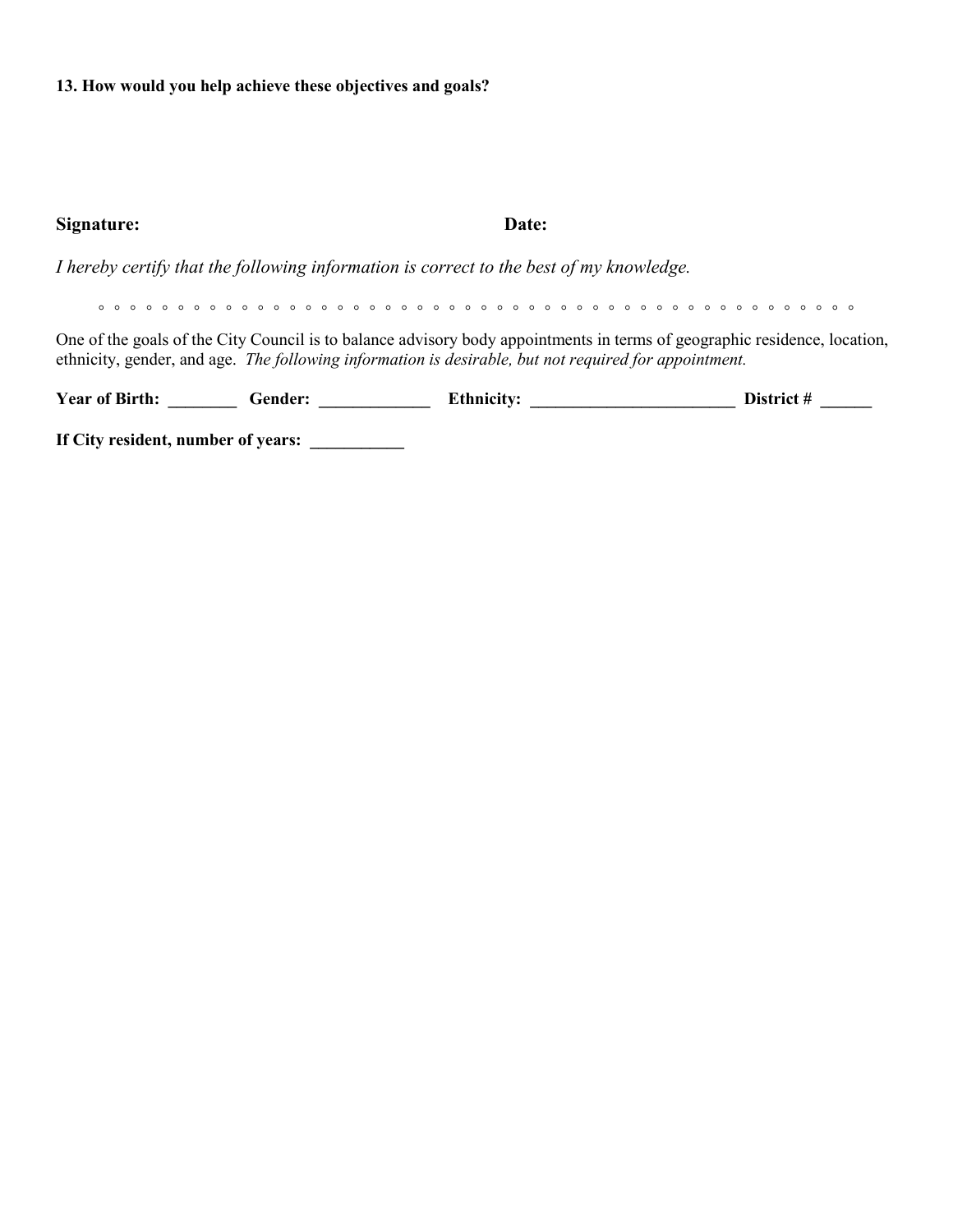**13. How would you help achieve these objectives and goals?**

**Signature:** **Date:**

*I hereby certify that the following information is correct to the best of my knowledge.*

◦ ◦ ◦ ◦ ◦ ◦ ◦ ◦ ◦ ◦ ◦ ◦ ◦ ◦ ◦ ◦ ◦ ◦ ◦ ◦ ◦ ◦ ◦ ◦ ◦ ◦ ◦ ◦ ◦ ◦ ◦ ◦ ◦ ◦ ◦ ◦ ◦ ◦ ◦ ◦ ◦ ◦ ◦ ◦ ◦ ◦ ◦ ◦ ◦ ◦ ◦ ◦ ◦

One of the goals of the City Council is to balance advisory body appointments in terms of geographic residence, location, ethnicity, gender, and age. *The following information is desirable, but not required for appointment.*

**Year of Birth:** ________ **Gender:** _____________ **Ethnicity:** _________________________ **District #** ______

**If City resident, number of years:** ___________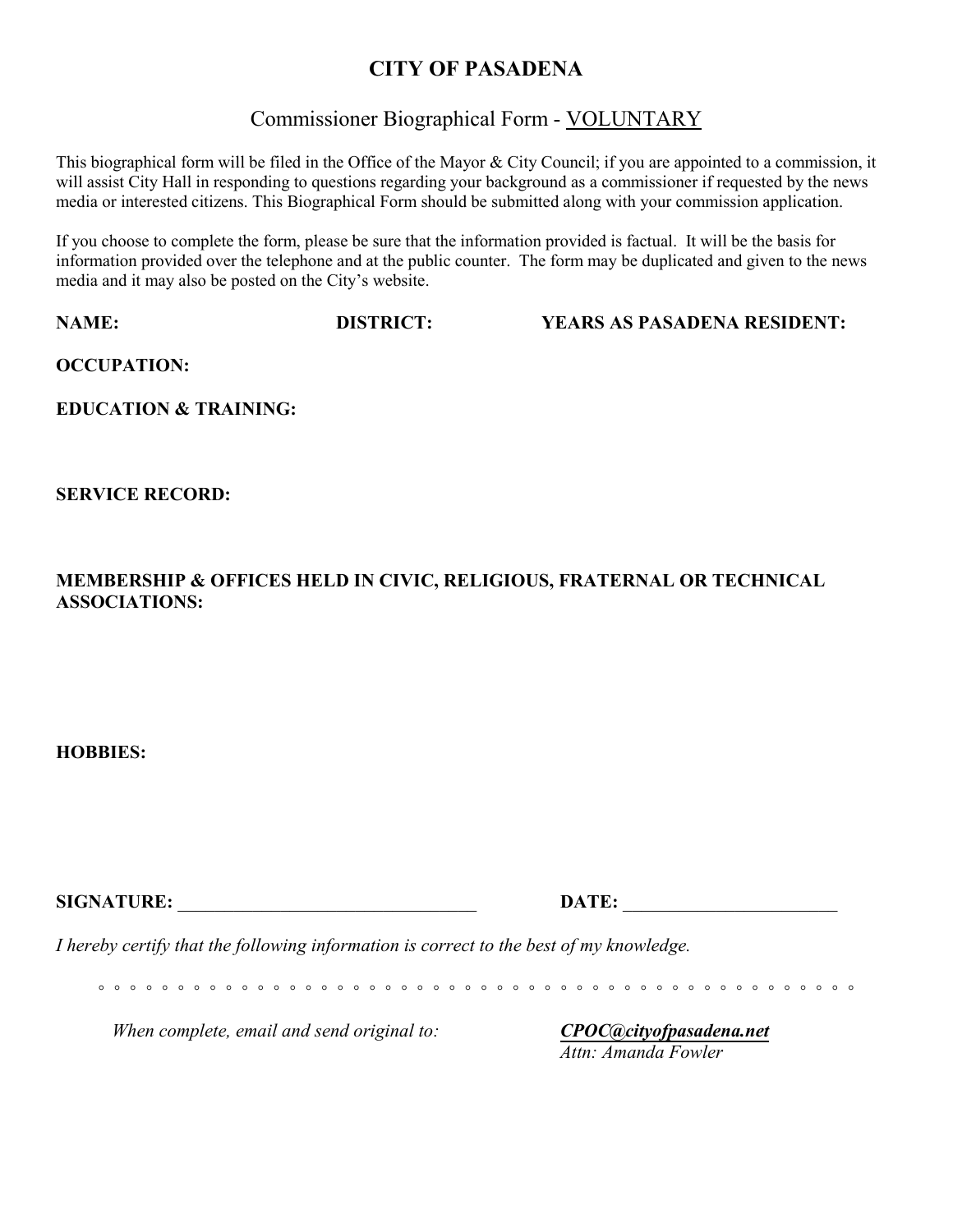# CITY OF PASADENA

## Commissioner Biographical Form - VOLUNTARY

This biographical form will be filed in the Office of the Mayor & City Council; if you are appointed to a commission, it will assist City Hall in responding to questions regarding your background as a commissioner if requested by the news media or interested citizens. This Biographical Form should be submitted along with your commission application.

If you choose to complete the form, please be sure that the information provided is factual. It will be the basis for information provided over the telephone and at the public counter. The form may be duplicated and given to the news media and it may also be posted on the City's website.

**NAME:** **DISTRICT:** **YEARS AS PASADENA RESIDENT:**

**OCCUPATION:**

**EDUCATION & TRAINING:**

**SERVICE RECORD:**

**MEMBERSHIP & OFFICES HELD IN CIVIC, RELIGIOUS, FRATERNAL OR TECHNICAL ASSOCIATIONS:**

**HOBBIES:**

**SIGNATURE:** ________________________________ **DATE:** _______________________

*I hereby certify that the following information is correct to the best of my knowledge.*

◦ ◦ ◦ ◦ ◦ ◦ ◦ ◦ ◦ ◦ ◦ ◦ ◦ ◦ ◦ ◦ ◦ ◦ ◦ ◦ ◦ ◦ ◦ ◦ ◦ ◦ ◦ ◦ ◦ ◦ ◦ ◦ ◦ ◦ ◦ ◦ ◦ ◦ ◦ ◦ ◦ ◦ ◦ ◦ ◦ ◦ ◦ ◦ ◦ ◦ ◦ ◦ ◦ ◦ ◦ ◦

*When complete, email and send original to:* ***CPOC@cityofpasadena.net***
*Attn: Amanda Fowler*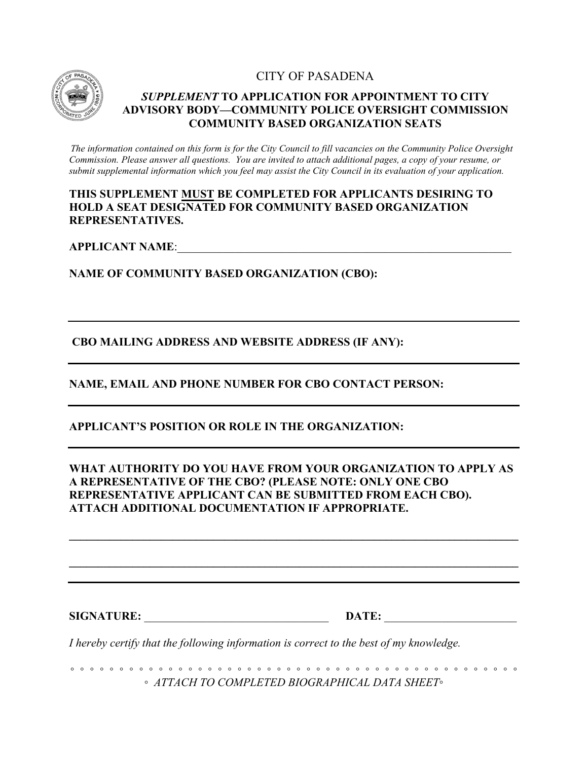CITY OF PASADENA

### *SUPPLEMENT* TO APPLICATION FOR APPOINTMENT TO CITY ADVISORY BODY—COMMUNITY POLICE OVERSIGHT COMMISSION COMMUNITY BASED ORGANIZATION SEATS

*The information contained on this form is for the City Council to fill vacancies on the Community Police Oversight Commission. Please answer all questions. You are invited to attach additional pages, a copy of your resume, or submit supplemental information which you feel may assist the City Council in its evaluation of your application.*

**THIS SUPPLEMENT MUST BE COMPLETED FOR APPLICANTS DESIRING TO HOLD A SEAT DESIGNATED FOR COMMUNITY BASED ORGANIZATION REPRESENTATIVES.**

**APPLICANT NAME**:\_\_\_\_\_\_\_\_\_\_\_\_\_\_\_\_\_\_\_\_\_\_\_\_\_\_\_\_\_\_\_\_\_\_\_\_\_\_\_\_\_\_\_\_\_\_\_\_

**NAME OF COMMUNITY BASED ORGANIZATION (CBO):**

\_\_\_\_\_\_\_\_\_\_\_\_\_\_\_\_\_\_\_\_\_\_\_\_\_\_\_\_\_\_\_\_\_\_\_\_\_\_\_\_\_\_\_\_\_\_\_\_\_\_\_\_\_\_\_\_\_\_\_\_

**CBO MAILING ADDRESS AND WEBSITE ADDRESS (IF ANY):**

\_\_\_\_\_\_\_\_\_\_\_\_\_\_\_\_\_\_\_\_\_\_\_\_\_\_\_\_\_\_\_\_\_\_\_\_\_\_\_\_\_\_\_\_\_\_\_\_\_\_\_\_\_\_\_\_\_\_\_\_

**NAME, EMAIL AND PHONE NUMBER FOR CBO CONTACT PERSON:**

\_\_\_\_\_\_\_\_\_\_\_\_\_\_\_\_\_\_\_\_\_\_\_\_\_\_\_\_\_\_\_\_\_\_\_\_\_\_\_\_\_\_\_\_\_\_\_\_\_\_\_\_\_\_\_\_\_\_\_\_

**APPLICANT'S POSITION OR ROLE IN THE ORGANIZATION:**

\_\_\_\_\_\_\_\_\_\_\_\_\_\_\_\_\_\_\_\_\_\_\_\_\_\_\_\_\_\_\_\_\_\_\_\_\_\_\_\_\_\_\_\_\_\_\_\_\_\_\_\_\_\_\_\_\_\_\_\_

**WHAT AUTHORITY DO YOU HAVE FROM YOUR ORGANIZATION TO APPLY AS A REPRESENTATIVE OF THE CBO? (PLEASE NOTE: ONLY ONE CBO REPRESENTATIVE APPLICANT CAN BE SUBMITTED FROM EACH CBO). ATTACH ADDITIONAL DOCUMENTATION IF APPROPRIATE.**

\_\_\_\_\_\_\_\_\_\_\_\_\_\_\_\_\_\_\_\_\_\_\_\_\_\_\_\_\_\_\_\_\_\_\_\_\_\_\_\_\_\_\_\_\_\_\_\_\_\_\_\_\_\_\_\_\_\_\_\_

\_\_\_\_\_\_\_\_\_\_\_\_\_\_\_\_\_\_\_\_\_\_\_\_\_\_\_\_\_\_\_\_\_\_\_\_\_\_\_\_\_\_\_\_\_\_\_\_\_\_\_\_\_\_\_\_\_\_\_\_

\_\_\_\_\_\_\_\_\_\_\_\_\_\_\_\_\_\_\_\_\_\_\_\_\_\_\_\_\_\_\_\_\_\_\_\_\_\_\_\_\_\_\_\_\_\_\_\_\_\_\_\_\_\_\_\_\_\_\_\_

**SIGNATURE:** \_\_\_\_\_\_\_\_\_\_\_\_\_\_\_\_\_\_\_\_\_\_\_\_\_\_\_\_\_\_ **DATE:** \_\_\_\_\_\_\_\_\_\_\_\_\_\_\_\_\_\_\_\_\_\_

*I hereby certify that the following information is correct to the best of my knowledge.*

◦ *ATTACH TO COMPLETED BIOGRAPHICAL DATA SHEET* ◦